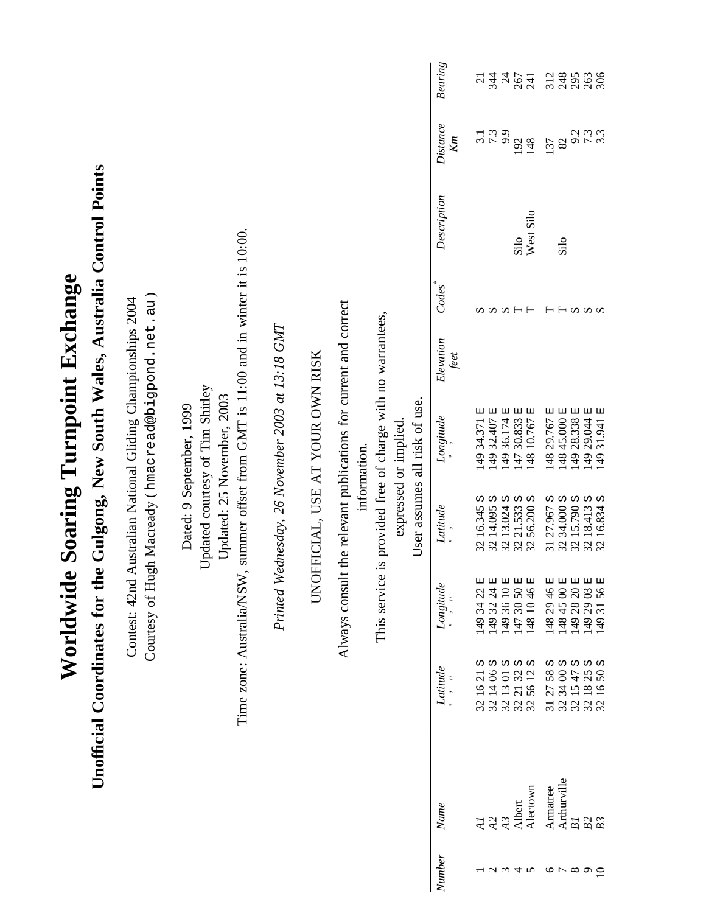# Worldwide Soaring Turnpoint Exchange

## Unofficial Coordinates for the Gulgong, New South Wales, Australia Control Points

Contest: 42nd Australian National Gliding Championships 2004
Courtesy of Hugh Macready ( hmacread@bigpond.net.au )

Dated: 9 September, 1999
Updated courtesy of Tim Shirley
Updated: 25 November, 2003

Time zone: Australia/NSW, summer offset from GMT is 11:00 and in winter it is 10:00.

*Printed Wednesday, 26 November 2003 at 13:18 GMT*

UNOFFICIAL, USE AT YOUR OWN RISK

Always consult the relevant publications for current and correct information.

This service is provided free of charge with no warrantees, expressed or implied.

User assumes all risk of use.

| *Number* | *Name* | *Latitude* ° ' " | *Longitude* ° ' " | *Latitude* ° ' | *Longitude* ° ' | *Elevation* *feet* | *Codes*\* | *Description* | *Distance* *Km* | *Bearing* |
|---|---|---|---|---|---|---|---|---|---|---|
| 1 | *A1* | 32 16 21 S | 149 34 22 E | 32 16.345 S | 149 34.371 E | | S | | 3.1 | 21 |
| 2 | *A2* | 32 14 06 S | 149 32 24 E | 32 14.095 S | 149 32.407 E | | S | | 7.3 | 344 |
| 3 | *A3* | 32 13 01 S | 149 36 10 E | 32 13.024 S | 149 36.174 E | | S | | 9.9 | 24 |
| 4 | Albert | 32 21 32 S | 147 30 50 E | 32 21.533 S | 147 30.833 E | | T | Silo | 192 | 267 |
| 5 | Alectown | 32 56 12 S | 148 10 46 E | 32 56.200 S | 148 10.767 E | | T | West Silo | 148 | 241 |
| 6 | Armatree | 31 27 58 S | 148 29 46 E | 31 27.967 S | 148 29.767 E | | T | Silo | 137 | 312 |
| 7 | Arthurville | 32 34 00 S | 148 45 00 E | 32 34.000 S | 148 45.000 E | | T | | 82 | 248 |
| 8 | *B1* | 32 15 47 S | 149 28 20 E | 32 15.790 S | 149 28.338 E | | S | | 9.2 | 295 |
| 9 | *B2* | 32 18 25 S | 149 29 03 E | 32 18.413 S | 149 29.044 E | | S | | 7.3 | 263 |
| 10 | *B3* | 32 16 50 S | 149 31 56 E | 32 16.834 S | 149 31.941 E | | S | | 3.3 | 306 |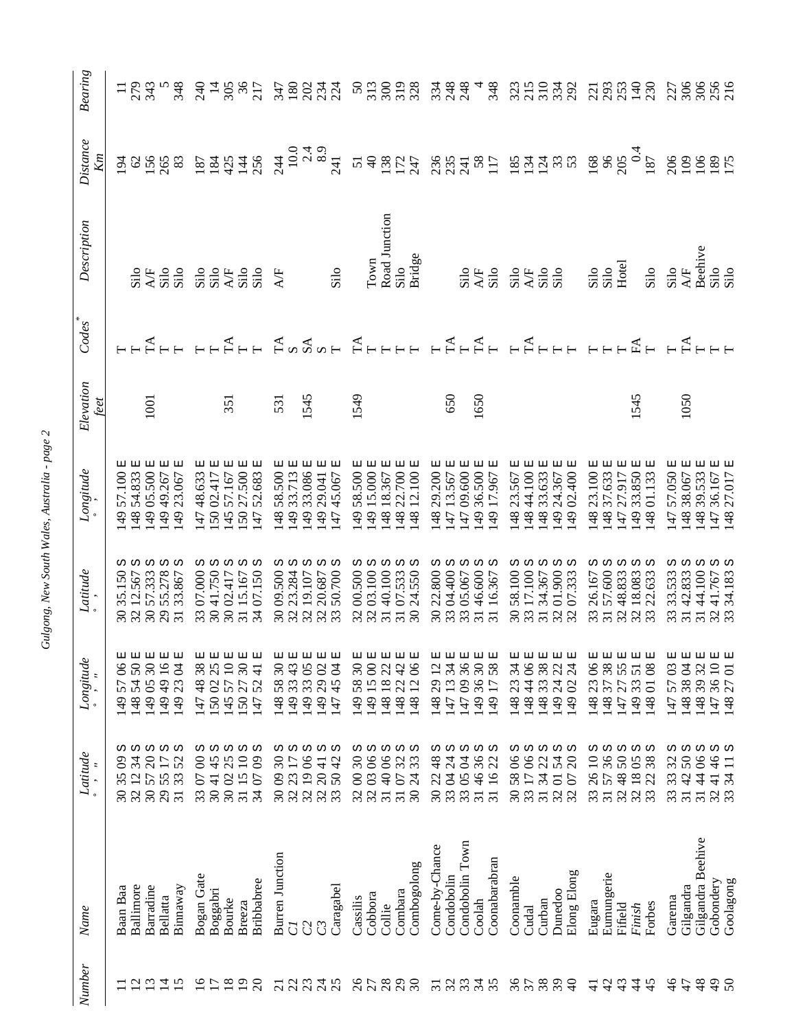| Number | Name | Latitude ° ' " | Longitude ° ' " | Latitude ° ' | Longitude ° ' | Elevation feet | Codes* | Description | Distance Km | Bearing |
|---|---|---|---|---|---|---|---|---|---|---|
| 11 | Baan Baa | 30 35 09 S | 149 57 06 E | 30 35.150 S | 149 57.100 E | | T | | 194 | 11 |
| 12 | Ballimore | 32 12 34 S | 148 54 50 E | 32 12.567 S | 148 54.833 E | | T | Silo | 62 | 279 |
| 13 | Barradine | 30 57 20 S | 149 05 30 E | 30 57.333 S | 149 05.500 E | 1001 | TA | A/F | 156 | 343 |
| 14 | Bellatta | 29 55 17 S | 149 49 16 E | 29 55.278 S | 149 49.267 E | | T | Silo | 265 | 5 |
| 15 | Binnaway | 31 33 52 S | 149 23 04 E | 31 33.867 S | 149 23.067 E | | T | Silo | 83 | 348 |
| 16 | Bogan Gate | 33 07 00 S | 147 48 38 E | 33 07.000 S | 147 48.633 E | | T | Silo | 187 | 240 |
| 17 | Boggabri | 30 41 45 S | 150 02 25 E | 30 41.750 S | 150 02.417 E | | T | Silo | 184 | 14 |
| 18 | Bourke | 30 02 25 S | 145 57 10 E | 30 02.417 S | 145 57.167 E | 351 | TA | A/F | 425 | 305 |
| 19 | Breeza | 31 15 10 S | 150 27 30 E | 31 15.167 S | 150 27.500 E | | T | Silo | 144 | 36 |
| 20 | Bribbaree | 34 07 09 S | 147 52 41 E | 34 07.150 S | 147 52.683 E | | T | Silo | 256 | 217 |
| 21 | Burren Junction | 30 09 30 S | 148 58 30 E | 30 09.500 S | 148 58.500 E | 531 | TA | A/F | 244 | 347 |
| 22 | *C1* | 32 23 17 S | 149 33 43 E | 32 23.284 S | 149 33.713 E | | S | | 10.0 | 180 |
| 23 | *C2* | 32 19 06 S | 149 33 05 E | 32 19.107 S | 149 33.086 E | 1545 | SA | | 2.4 | 202 |
| 24 | *C3* | 32 20 41 S | 149 29 02 E | 32 20.687 S | 149 29.041 E | | S | | 8.9 | 234 |
| 25 | Caragabel | 33 50 42 S | 147 45 04 E | 33 50.700 S | 147 45.067 E | | T | Silo | 241 | 224 |
| 26 | Cassilis | 32 00 30 S | 149 58 30 E | 32 00.500 S | 149 58.500 E | 1549 | TA | | 51 | 50 |
| 27 | Cobbora | 32 03 06 S | 149 15 00 E | 32 03.100 S | 149 15.000 E | | T | Town | 40 | 313 |
| 28 | Collie | 31 40 06 S | 148 18 22 E | 31 40.100 S | 148 18.367 E | | T | Road Junction | 138 | 300 |
| 29 | Combara | 31 07 32 S | 148 22 42 E | 31 07.533 S | 148 22.700 E | | T | Silo | 172 | 319 |
| 30 | Combogolong | 30 24 33 S | 148 12 06 E | 30 24.550 S | 148 12.100 E | | T | Bridge | 247 | 328 |
| 31 | Come-by-Chance | 30 22 48 S | 148 29 12 E | 30 22.800 S | 148 29.200 E | | T | | 236 | 334 |
| 32 | Condobolin | 33 04 24 S | 147 13 34 E | 33 04.400 S | 147 13.567 E | 650 | TA | | 235 | 248 |
| 33 | Condobolin Town | 33 05 04 S | 147 09 36 E | 33 05.067 S | 147 09.600 E | | T | Silo | 241 | 248 |
| 34 | Coolah | 31 46 36 S | 149 36 30 E | 31 46.600 S | 149 36.500 E | 1650 | TA | A/F | 58 | 4 |
| 35 | Coonabarabran | 31 16 22 S | 149 17 58 E | 31 16.367 S | 149 17.967 E | | T | Silo | 117 | 348 |
| 36 | Coonamble | 30 58 06 S | 148 23 34 E | 30 58.100 S | 148 23.567 E | | T | Silo | 185 | 323 |
| 37 | Cudal | 33 17 06 S | 148 44 06 E | 33 17.100 S | 148 44.100 E | | TA | A/F | 134 | 215 |
| 38 | Curban | 31 34 22 S | 148 33 38 E | 31 34.367 S | 148 33.633 E | | T | Silo | 124 | 310 |
| 39 | Dunedoo | 32 01 54 S | 149 24 22 E | 32 01.900 S | 149 24.367 E | | T | Silo | 33 | 334 |
| 40 | Elong Elong | 32 07 20 S | 149 02 24 E | 32 07.333 S | 149 02.400 E | | T | | 53 | 292 |
| 41 | Eugara | 33 26 10 S | 148 23 06 E | 33 26.167 S | 148 23.100 E | | T | Silo | 168 | 221 |
| 42 | Eumungerie | 31 57 36 S | 148 37 38 E | 31 57.600 S | 148 37.633 E | | T | Silo | 96 | 293 |
| 43 | Fifield | 32 48 50 S | 147 27 55 E | 32 48.833 S | 147 27.917 E | | T | Hotel | 205 | 253 |
| 44 | *Finish* | 32 18 05 S | 149 33 51 E | 32 18.083 S | 149 33.850 E | 1545 | FA | | 0.4 | 140 |
| 45 | Forbes | 33 22 38 S | 148 01 08 E | 33 22.633 S | 148 01.133 E | | T | Silo | 187 | 230 |
| 46 | Garema | 33 33 32 S | 147 57 03 E | 33 33.533 S | 147 57.050 E | | T | Silo | 206 | 227 |
| 47 | Gilgandra | 31 42 50 S | 148 38 04 E | 31 42.833 S | 148 38.067 E | 1050 | TA | A/F | 109 | 306 |
| 48 | Gilgandra Beehive | 31 44 06 S | 148 39 32 E | 31 44.100 S | 148 39.533 E | | T | Beehive | 106 | 306 |
| 49 | Gobondery | 32 41 46 S | 147 36 10 E | 32 41.767 S | 147 36.167 E | | T | Silo | 189 | 256 |
| 50 | Goolagong | 33 34 11 S | 148 27 01 E | 33 34.183 S | 148 27.017 E | | T | Silo | 175 | 216 |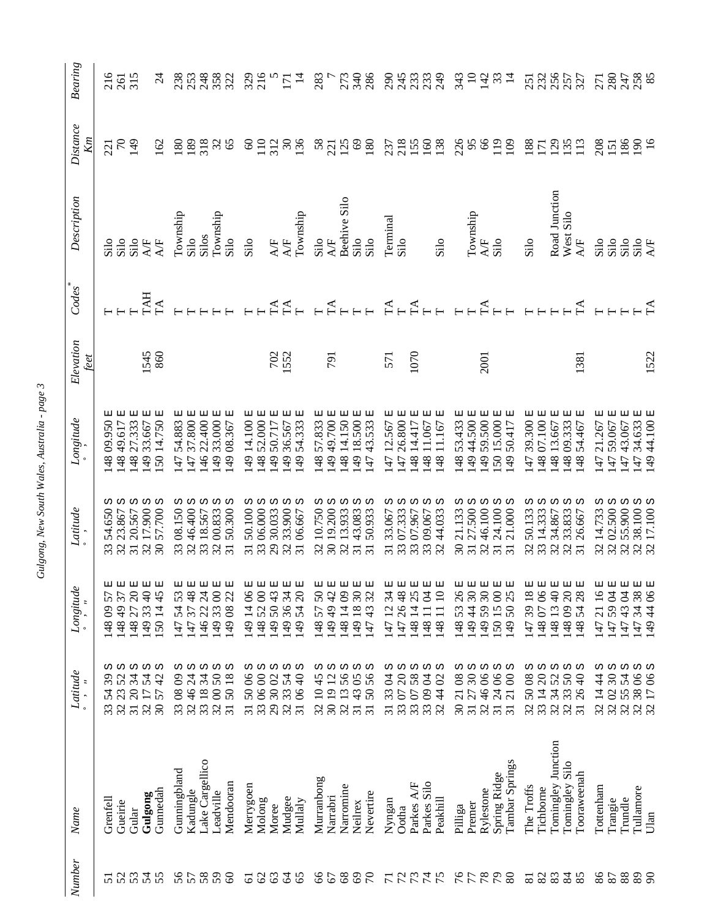| Number | Name | Latitude ° ' " | Longitude ° ' " | Latitude ° ' | Longitude ° ' | Elevation feet | Codes* | Description | Distance Km | Bearing |
|---|---|---|---|---|---|---|---|---|---|---|
| 51 | Grenfell | 33 54 39 S | 148 09 57 E | 33 54.650 S | 148 09.950 E | | T | Silo | 221 | 216 |
| 52 | Gueirie | 32 23 52 S | 148 49 37 E | 32 23.867 S | 148 49.617 E | | T | Silo | 70 | 261 |
| 53 | Gular | 31 20 34 S | 148 27 20 E | 31 20.567 S | 148 27.333 E | | T | Silo | 149 | 315 |
| 54 | **Gulgong** | 32 17 54 S | 149 33 40 E | 32 17.900 S | 149 33.667 E | 1545 | TAH | A/F | | |
| 55 | Gunnedah | 30 57 42 S | 150 14 45 E | 30 57.700 S | 150 14.750 E | 860 | TA | A/F | 162 | 24 |
| 56 | Gunningbland | 33 08 09 S | 147 54 53 E | 33 08.150 S | 147 54.883 E | | T | Township | 180 | 238 |
| 57 | Kadungle | 32 46 24 S | 147 37 48 E | 32 46.400 S | 147 37.800 E | | T | Silo | 189 | 253 |
| 58 | Lake Cargellico | 33 18 34 S | 146 22 24 E | 33 18.567 S | 146 22.400 E | | T | Silos | 318 | 248 |
| 59 | Leadville | 32 00 50 S | 149 33 00 E | 32 00.833 S | 149 33.000 E | | T | Township | 32 | 358 |
| 60 | Mendooran | 31 50 18 S | 149 08 22 E | 31 50.300 S | 149 08.367 E | | T | Silo | 65 | 322 |
| 61 | Merrygoen | 31 50 06 S | 149 14 06 E | 31 50.100 S | 149 14.100 E | | T | Silo | 60 | 329 |
| 62 | Molong | 33 06 00 S | 148 52 00 E | 33 06.000 S | 148 52.000 E | | T | | 110 | 216 |
| 63 | Moree | 29 30 02 S | 149 50 43 E | 29 30.033 S | 149 50.717 E | 702 | TA | A/F | 312 | 5 |
| 64 | Mudgee | 32 33 54 S | 149 36 34 E | 32 33.900 S | 149 36.567 E | 1552 | TA | A/F | 30 | 171 |
| 65 | Mullaly | 31 06 40 S | 149 54 20 E | 31 06.667 S | 149 54.333 E | | T | Township | 136 | 14 |
| 66 | Murranbong | 32 10 45 S | 148 57 50 E | 32 10.750 S | 148 57.833 E | | T | Silo | 58 | 283 |
| 67 | Narrabri | 30 19 12 S | 149 49 42 E | 30 19.200 S | 149 49.700 E | 791 | TA | A/F | 221 | 7 |
| 68 | Narromine | 32 13 56 S | 148 14 09 E | 32 13.933 S | 148 14.150 E | | T | Beehive Silo | 125 | 273 |
| 69 | Neilrex | 31 43 05 S | 149 18 30 E | 31 43.083 S | 149 18.500 E | | T | Silo | 69 | 340 |
| 70 | Nevertire | 31 50 56 S | 147 43 32 E | 31 50.933 S | 147 43.533 E | | T | Silo | 180 | 286 |
| 71 | Nyngan | 31 33 04 S | 147 12 34 E | 31 33.067 S | 147 12.567 E | 571 | TA | Terminal | 237 | 290 |
| 72 | Ootha | 33 07 20 S | 147 26 48 E | 33 07.333 S | 147 26.800 E | | T | Silo | 218 | 245 |
| 73 | Parkes A/F | 33 07 58 S | 148 14 25 E | 33 07.967 S | 148 14.417 E | 1070 | TA | | 155 | 233 |
| 74 | Parkes Silo | 33 09 04 S | 148 11 04 E | 33 09.067 S | 148 11.067 E | | T | | 160 | 233 |
| 75 | Peakhill | 32 44 02 S | 148 11 10 E | 32 44.033 S | 148 11.167 E | | T | Silo | 138 | 249 |
| 76 | Pilliga | 30 21 08 S | 148 53 26 E | 30 21.133 S | 148 53.433 E | | T | | 226 | 343 |
| 77 | Premer | 31 27 30 S | 149 44 30 E | 31 27.500 S | 149 44.500 E | | T | Township | 95 | 10 |
| 78 | Rylestone | 32 46 06 S | 149 59 30 E | 32 46.100 S | 149 59.500 E | 2001 | TA | A/F | 66 | 142 |
| 79 | Spring Ridge | 31 24 06 S | 150 15 00 E | 31 24.100 S | 150 15.000 E | | T | Silo | 119 | 33 |
| 80 | Tambar Springs | 31 21 00 S | 149 50 25 E | 31 21.000 S | 149 50.417 E | | T | | 109 | 14 |
| 81 | The Troffs | 32 50 08 S | 147 39 18 E | 32 50.133 S | 147 39.300 E | | T | Silo | 188 | 251 |
| 82 | Tichborne | 33 14 20 S | 148 07 06 E | 33 14.333 S | 148 07.100 E | | T | | 171 | 232 |
| 83 | Tomingley Junction | 32 34 52 S | 148 13 40 E | 32 34.867 S | 148 13.667 E | | T | Road Junction | 129 | 256 |
| 84 | Tomingley Silo | 32 33 50 S | 148 09 20 E | 32 33.833 S | 148 09.333 E | | T | West Silo | 135 | 257 |
| 85 | Tooraweenah | 31 26 40 S | 148 54 28 E | 31 26.667 S | 148 54.467 E | 1381 | TA | A/F | 113 | 327 |
| 86 | Tottenham | 32 14 44 S | 147 21 16 E | 32 14.733 S | 147 21.267 E | | T | Silo | 208 | 271 |
| 87 | Trangie | 32 02 30 S | 147 59 04 E | 32 02.500 S | 147 59.067 E | | T | Silo | 151 | 280 |
| 88 | Trundle | 32 55 54 S | 147 43 04 E | 32 55.900 S | 147 43.067 E | | T | Silo | 186 | 247 |
| 89 | Tullamore | 32 38 06 S | 147 34 38 E | 32 38.100 S | 147 34.633 E | | T | Silo | 190 | 258 |
| 90 | Ulan | 32 17 06 S | 149 44 06 E | 32 17.100 S | 149 44.100 E | 1522 | TA | A/F | 16 | 85 |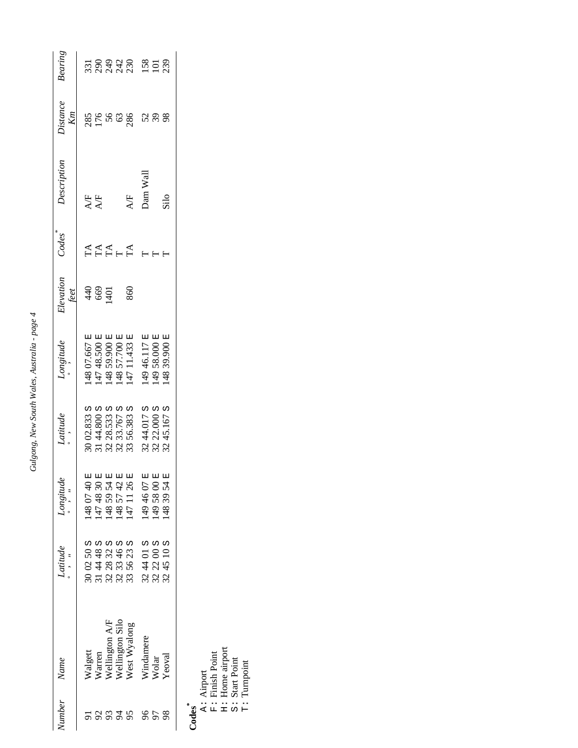| Number | Name | Latitude ° ′ ″ | Longitude ° ′ ″ | Latitude ° ′ | Longitude ° ′ | Elevation feet | Codes* | Description | Distance Km | Bearing |
|---|---|---|---|---|---|---|---|---|---|---|
| 91 | Walgett | 30 02 50 S | 148 07 40 E | 30 02.833 S | 148 07.667 E | 440 | TA | A/F | 285 | 331 |
| 92 | Warren | 31 44 48 S | 147 48 30 E | 31 44.800 S | 147 48.500 E | 669 | TA | A/F | 176 | 290 |
| 93 | Wellington A/F | 32 28 32 S | 148 59 54 E | 32 28.533 S | 148 59.900 E | 1401 | TA | | 56 | 249 |
| 94 | Wellington Silo | 32 33 46 S | 148 57 42 E | 32 33.767 S | 148 57.700 E | | T | | 63 | 242 |
| 95 | West Wyalong | 33 56 23 S | 147 11 26 E | 33 56.383 S | 147 11.433 E | 860 | TA | A/F | 286 | 230 |
| 96 | Windamere | 32 44 01 S | 149 46 07 E | 32 44.017 S | 149 46.117 E | | T | Dam Wall | 52 | 158 |
| 97 | Wolar | 32 22 00 S | 149 58 00 E | 32 22.000 S | 149 58.000 E | | T | | 39 | 101 |
| 98 | Yeoval | 32 45 10 S | 148 39 54 E | 32 45.167 S | 148 39.900 E | | T | Silo | 98 | 239 |

**Codes***
- A : Airport
- F : Finish Point
- H : Home airport
- S : Start Point
- T : Turnpoint